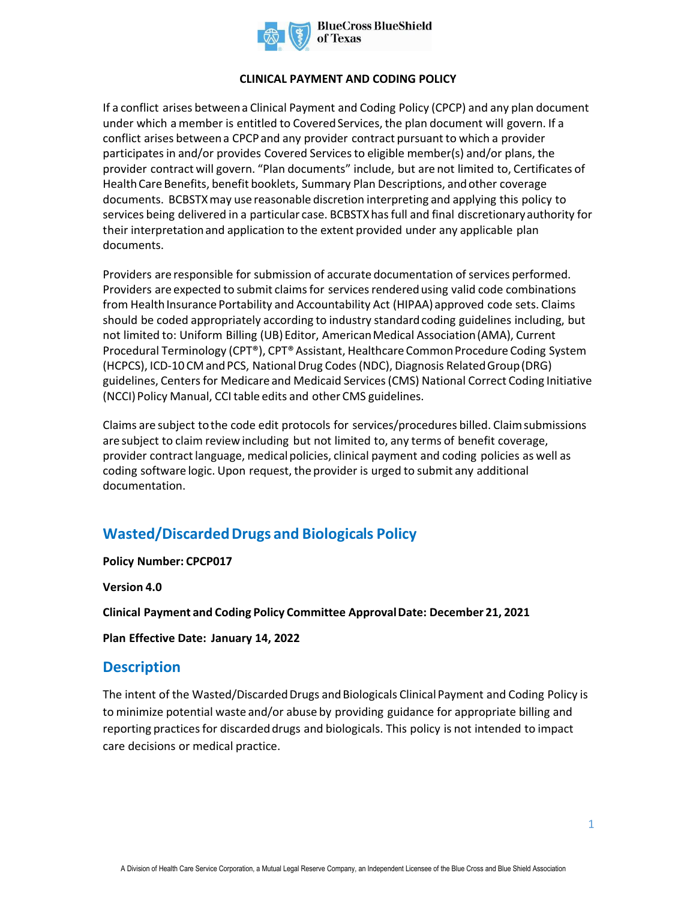BlueCross BlueShield of Texas

**CLINICAL PAYMENT AND CODING POLICY**

If a conflict arises between a Clinical Payment and Coding Policy (CPCP) and any plan document under which a member is entitled to Covered Services, the plan document will govern. If a conflict arises between a CPCP and any provider contract pursuant to which a provider participates in and/or provides Covered Services to eligible member(s) and/or plans, the provider contract will govern. "Plan documents" include, but are not limited to, Certificates of Health Care Benefits, benefit booklets, Summary Plan Descriptions, and other coverage documents. BCBSTX may use reasonable discretion interpreting and applying this policy to services being delivered in a particular case. BCBSTX has full and final discretionary authority for their interpretation and application to the extent provided under any applicable plan documents.

Providers are responsible for submission of accurate documentation of services performed. Providers are expected to submit claims for services rendered using valid code combinations from Health Insurance Portability and Accountability Act (HIPAA) approved code sets. Claims should be coded appropriately according to industry standard coding guidelines including, but not limited to: Uniform Billing (UB) Editor, American Medical Association (AMA), Current Procedural Terminology (CPT®), CPT® Assistant, Healthcare Common Procedure Coding System (HCPCS), ICD-10 CM and PCS, National Drug Codes (NDC), Diagnosis Related Group (DRG) guidelines, Centers for Medicare and Medicaid Services (CMS) National Correct Coding Initiative (NCCI) Policy Manual, CCI table edits and other CMS guidelines.

Claims are subject to the code edit protocols for services/procedures billed. Claim submissions are subject to claim review including but not limited to, any terms of benefit coverage, provider contract language, medical policies, clinical payment and coding policies as well as coding software logic. Upon request, the provider is urged to submit any additional documentation.

## Wasted/Discarded Drugs and Biologicals Policy

**Policy Number: CPCP017**

**Version 4.0**

**Clinical Payment and Coding Policy Committee Approval Date: December 21, 2021**

**Plan Effective Date: January 14, 2022**

## Description

The intent of the Wasted/Discarded Drugs and Biologicals Clinical Payment and Coding Policy is to minimize potential waste and/or abuse by providing guidance for appropriate billing and reporting practices for discarded drugs and biologicals. This policy is not intended to impact care decisions or medical practice.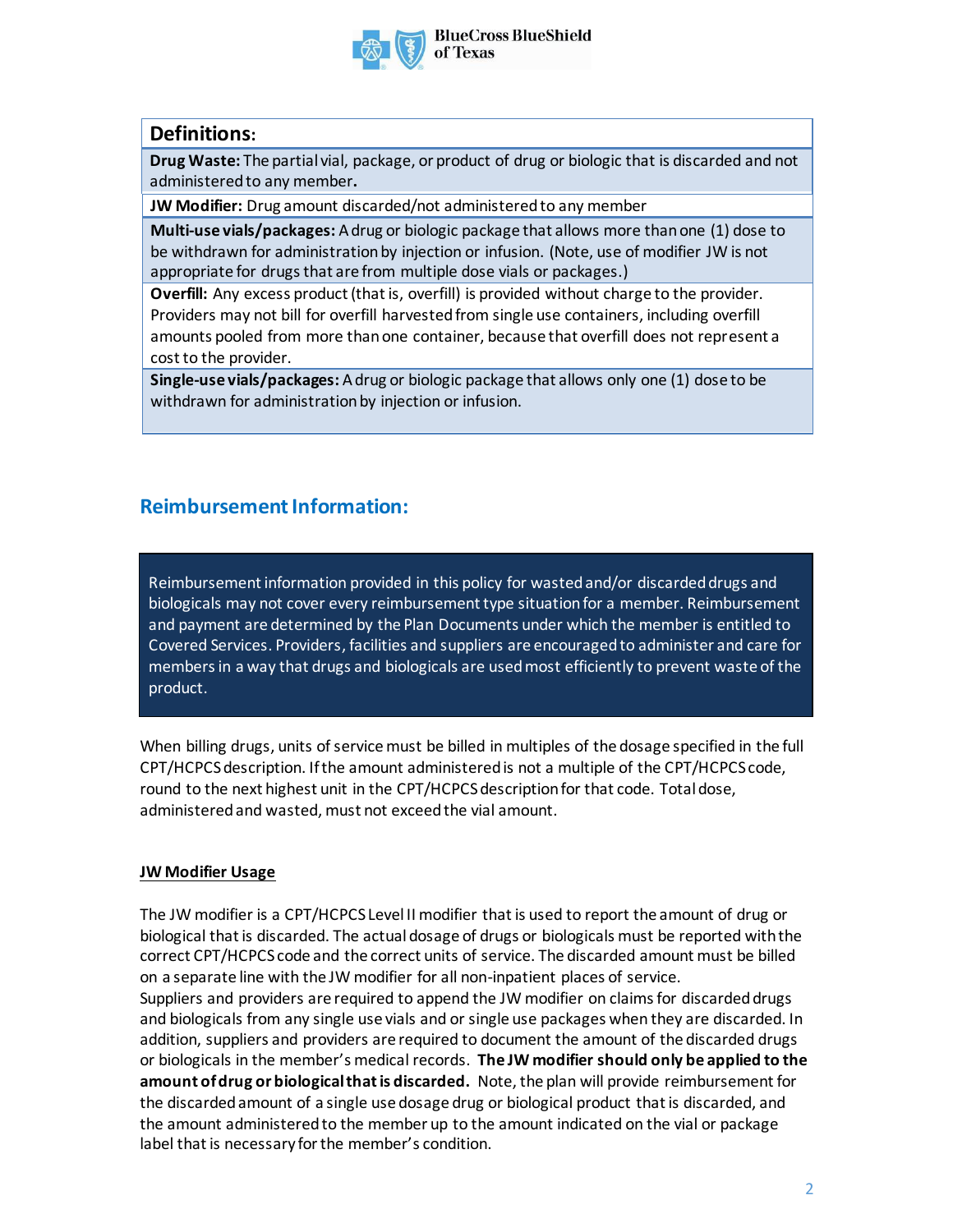| Definitions: |
|---|
| **Drug Waste:** The partial vial, package, or product of drug or biologic that is discarded and not administered to any member**.** |
| **JW Modifier:** Drug amount discarded/not administered to any member |
| **Multi-use vials/packages:** A drug or biologic package that allows more than one (1) dose to be withdrawn for administration by injection or infusion. (Note, use of modifier JW is not appropriate for drugs that are from multiple dose vials or packages.) |
| **Overfill:** Any excess product (that is, overfill) is provided without charge to the provider. Providers may not bill for overfill harvested from single use containers, including overfill amounts pooled from more than one container, because that overfill does not represent a cost to the provider. |
| **Single-use vials/packages:** A drug or biologic package that allows only one (1) dose to be withdrawn for administration by injection or infusion. |

## Reimbursement Information:

Reimbursement information provided in this policy for wasted and/or discarded drugs and biologicals may not cover every reimbursement type situation for a member. Reimbursement and payment are determined by the Plan Documents under which the member is entitled to Covered Services. Providers, facilities and suppliers are encouraged to administer and care for members in a way that drugs and biologicals are used most efficiently to prevent waste of the product.

When billing drugs, units of service must be billed in multiples of the dosage specified in the full CPT/HCPCS description. If the amount administered is not a multiple of the CPT/HCPCS code, round to the next highest unit in the CPT/HCPCS description for that code. Total dose, administered and wasted, must not exceed the vial amount.

### JW Modifier Usage

The JW modifier is a CPT/HCPCS Level II modifier that is used to report the amount of drug or biological that is discarded. The actual dosage of drugs or biologicals must be reported with the correct CPT/HCPCS code and the correct units of service. The discarded amount must be billed on a separate line with the JW modifier for all non-inpatient places of service.
Suppliers and providers are required to append the JW modifier on claims for discarded drugs and biologicals from any single use vials and or single use packages when they are discarded. In addition, suppliers and providers are required to document the amount of the discarded drugs or biologicals in the member's medical records. **The JW modifier should only be applied to the amount of drug or biological that is discarded.** Note, the plan will provide reimbursement for the discarded amount of a single use dosage drug or biological product that is discarded, and the amount administered to the member up to the amount indicated on the vial or package label that is necessary for the member's condition.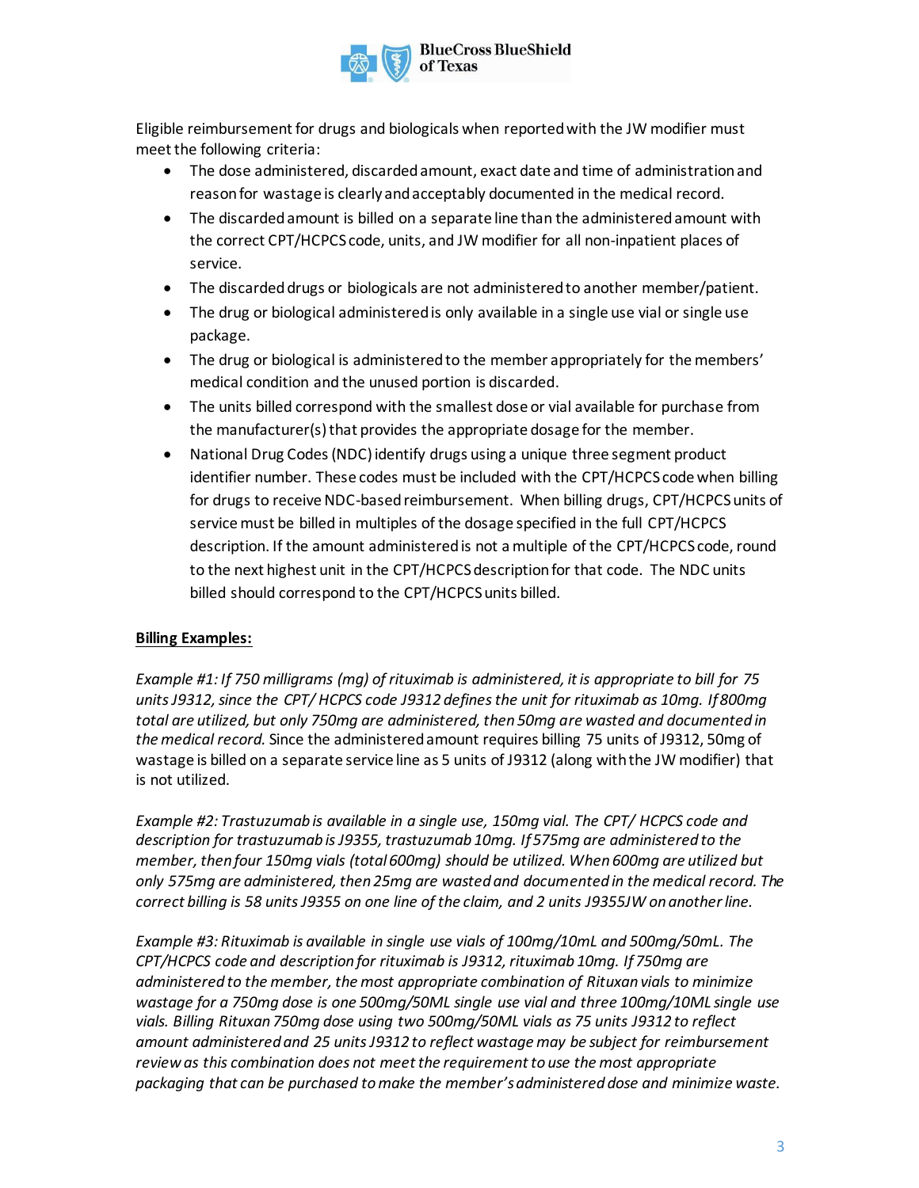Eligible reimbursement for drugs and biologicals when reported with the JW modifier must meet the following criteria:

- The dose administered, discarded amount, exact date and time of administration and reason for wastage is clearly and acceptably documented in the medical record.
- The discarded amount is billed on a separate line than the administered amount with the correct CPT/HCPCS code, units, and JW modifier for all non-inpatient places of service.
- The discarded drugs or biologicals are not administered to another member/patient.
- The drug or biological administered is only available in a single use vial or single use package.
- The drug or biological is administered to the member appropriately for the members' medical condition and the unused portion is discarded.
- The units billed correspond with the smallest dose or vial available for purchase from the manufacturer(s) that provides the appropriate dosage for the member.
- National Drug Codes (NDC) identify drugs using a unique three segment product identifier number. These codes must be included with the CPT/HCPCS code when billing for drugs to receive NDC-based reimbursement. When billing drugs, CPT/HCPCS units of service must be billed in multiples of the dosage specified in the full CPT/HCPCS description. If the amount administered is not a multiple of the CPT/HCPCS code, round to the next highest unit in the CPT/HCPCS description for that code. The NDC units billed should correspond to the CPT/HCPCS units billed.

<u>**Billing Examples:**</u>

*Example #1: If 750 milligrams (mg) of rituximab is administered, it is appropriate to bill for 75 units J9312, since the CPT/ HCPCS code J9312 defines the unit for rituximab as 10mg. If 800mg total are utilized, but only 750mg are administered, then 50mg are wasted and documented in the medical record.* Since the administered amount requires billing 75 units of J9312, 50mg of wastage is billed on a separate service line as 5 units of J9312 (along with the JW modifier) that is not utilized.

*Example #2: Trastuzumab is available in a single use, 150mg vial. The CPT/ HCPCS code and description for trastuzumab is J9355, trastuzumab 10mg. If 575mg are administered to the member, then four 150mg vials (total 600mg) should be utilized. When 600mg are utilized but only 575mg are administered, then 25mg are wasted and documented in the medical record. The correct billing is 58 units J9355 on one line of the claim, and 2 units J9355JW on another line.*

*Example #3: Rituximab is available in single use vials of 100mg/10mL and 500mg/50mL. The CPT/HCPCS code and description for rituximab is J9312, rituximab 10mg. If 750mg are administered to the member, the most appropriate combination of Rituxan vials to minimize wastage for a 750mg dose is one 500mg/50ML single use vial and three 100mg/10ML single use vials. Billing Rituxan 750mg dose using two 500mg/50ML vials as 75 units J9312 to reflect amount administered and 25 units J9312 to reflect wastage may be subject for reimbursement review as this combination does not meet the requirement to use the most appropriate packaging that can be purchased to make the member's administered dose and minimize waste.*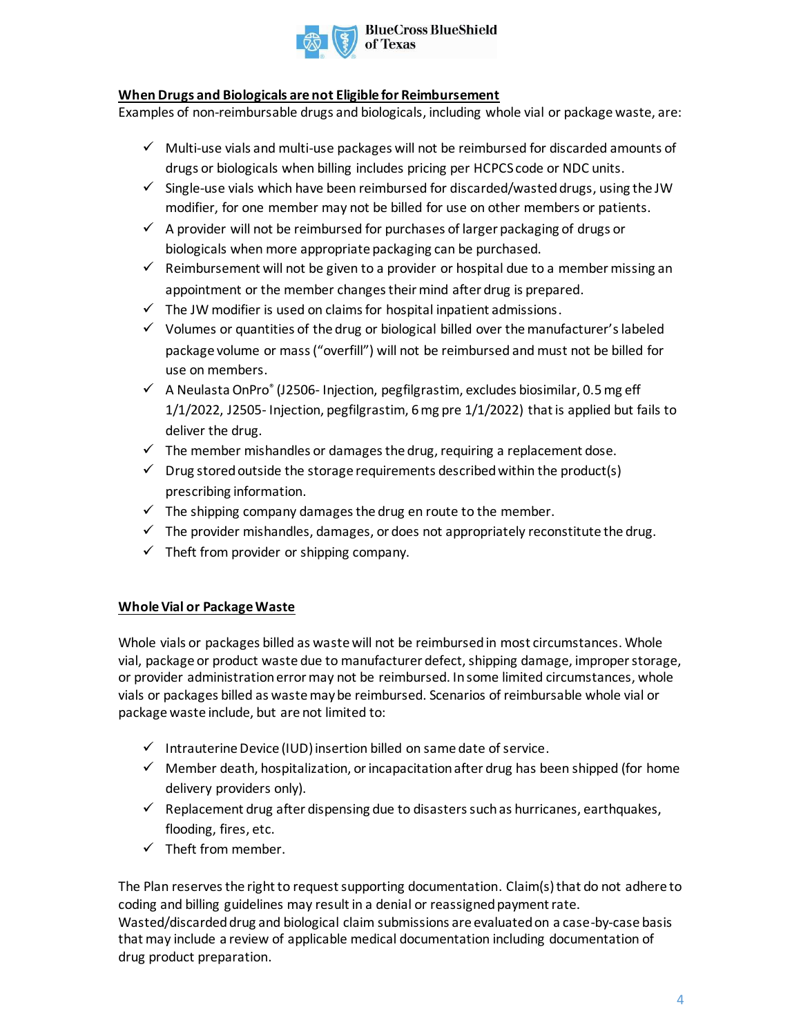**When Drugs and Biologicals are not Eligible for Reimbursement**

Examples of non-reimbursable drugs and biologicals, including whole vial or package waste, are:

- ✓ Multi-use vials and multi-use packages will not be reimbursed for discarded amounts of drugs or biologicals when billing includes pricing per HCPCS code or NDC units.
- ✓ Single-use vials which have been reimbursed for discarded/wasted drugs, using the JW modifier, for one member may not be billed for use on other members or patients.
- ✓ A provider will not be reimbursed for purchases of larger packaging of drugs or biologicals when more appropriate packaging can be purchased.
- ✓ Reimbursement will not be given to a provider or hospital due to a member missing an appointment or the member changes their mind after drug is prepared.
- ✓ The JW modifier is used on claims for hospital inpatient admissions.
- ✓ Volumes or quantities of the drug or biological billed over the manufacturer's labeled package volume or mass ("overfill") will not be reimbursed and must not be billed for use on members.
- ✓ A Neulasta OnPro® (J2506- Injection, pegfilgrastim, excludes biosimilar, 0.5 mg eff 1/1/2022, J2505- Injection, pegfilgrastim, 6 mg pre 1/1/2022) that is applied but fails to deliver the drug.
- ✓ The member mishandles or damages the drug, requiring a replacement dose.
- ✓ Drug stored outside the storage requirements described within the product(s) prescribing information.
- ✓ The shipping company damages the drug en route to the member.
- ✓ The provider mishandles, damages, or does not appropriately reconstitute the drug.
- ✓ Theft from provider or shipping company.

**Whole Vial or Package Waste**

Whole vials or packages billed as waste will not be reimbursed in most circumstances. Whole vial, package or product waste due to manufacturer defect, shipping damage, improper storage, or provider administration error may not be reimbursed. In some limited circumstances, whole vials or packages billed as waste may be reimbursed. Scenarios of reimbursable whole vial or package waste include, but are not limited to:

- ✓ Intrauterine Device (IUD) insertion billed on same date of service.
- ✓ Member death, hospitalization, or incapacitation after drug has been shipped (for home delivery providers only).
- ✓ Replacement drug after dispensing due to disasters such as hurricanes, earthquakes, flooding, fires, etc.
- ✓ Theft from member.

The Plan reserves the right to request supporting documentation. Claim(s) that do not adhere to coding and billing guidelines may result in a denial or reassigned payment rate. Wasted/discarded drug and biological claim submissions are evaluated on a case-by-case basis that may include a review of applicable medical documentation including documentation of drug product preparation.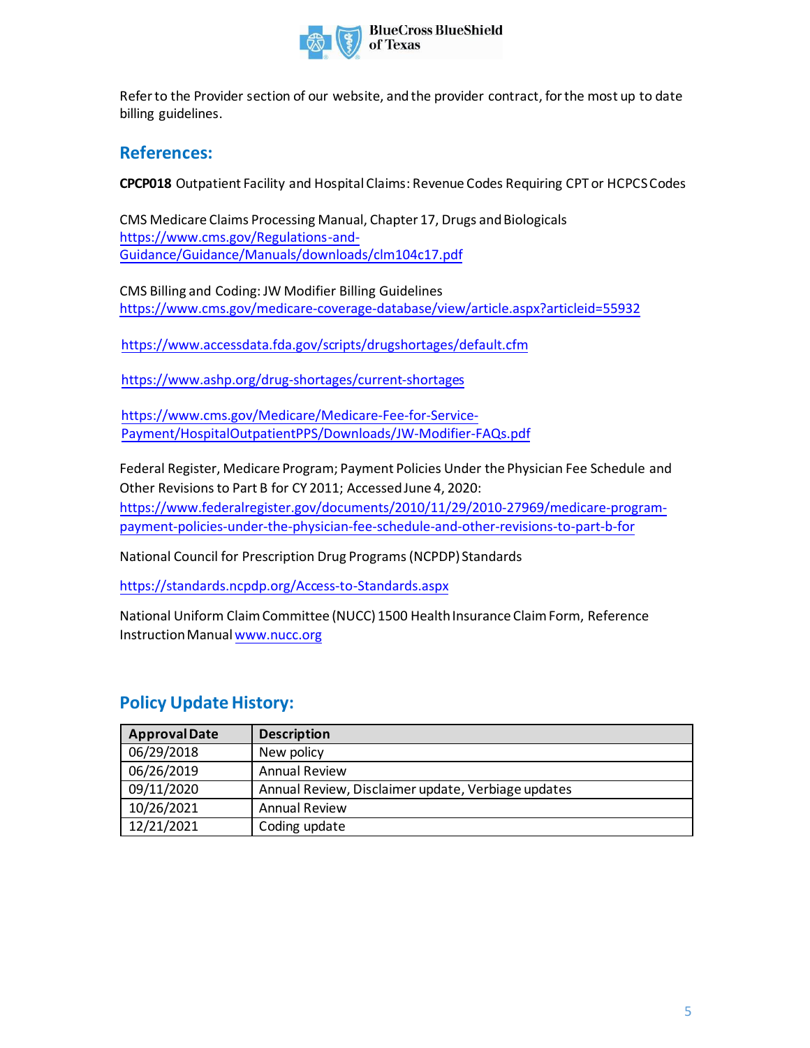Refer to the Provider section of our website, and the provider contract, for the most up to date billing guidelines.

## References:

**CPCP018** Outpatient Facility and Hospital Claims: Revenue Codes Requiring CPT or HCPCS Codes

CMS Medicare Claims Processing Manual, Chapter 17, Drugs and Biologicals
https://www.cms.gov/Regulations-and-Guidance/Guidance/Manuals/downloads/clm104c17.pdf

CMS Billing and Coding: JW Modifier Billing Guidelines
https://www.cms.gov/medicare-coverage-database/view/article.aspx?articleid=55932

https://www.accessdata.fda.gov/scripts/drugshortages/default.cfm

https://www.ashp.org/drug-shortages/current-shortages

https://www.cms.gov/Medicare/Medicare-Fee-for-Service-Payment/HospitalOutpatientPPS/Downloads/JW-Modifier-FAQs.pdf

Federal Register, Medicare Program; Payment Policies Under the Physician Fee Schedule and Other Revisions to Part B for CY 2011; Accessed June 4, 2020:
https://www.federalregister.gov/documents/2010/11/29/2010-27969/medicare-program-payment-policies-under-the-physician-fee-schedule-and-other-revisions-to-part-b-for

National Council for Prescription Drug Programs (NCPDP) Standards

https://standards.ncpdp.org/Access-to-Standards.aspx

National Uniform Claim Committee (NUCC) 1500 Health Insurance Claim Form, Reference Instruction Manual www.nucc.org

## Policy Update History:

| Approval Date | Description |
|---|---|
| 06/29/2018 | New policy |
| 06/26/2019 | Annual Review |
| 09/11/2020 | Annual Review, Disclaimer update, Verbiage updates |
| 10/26/2021 | Annual Review |
| 12/21/2021 | Coding update |